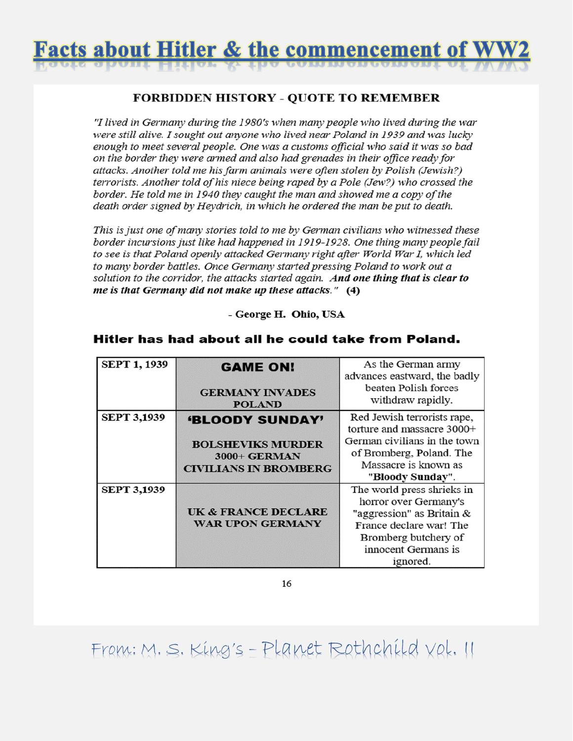# Facts about Hitler & the commencement of WW2

## FORBIDDEN HISTORY - QUOTE TO REMEMBER

*"I lived in Germany during the 1980's when many people who lived during the war were still alive. I sought out anyone who lived near Poland in 1939 and was lucky enough to meet several people. One was a customs official who said it was so bad on the border they were armed and also had grenades in their office ready for attacks. Another told me his farm animals were often stolen by Polish (Jewish?) terrorists. Another told of his niece being raped by a Pole (Jew?) who crossed the border. He told me in 1940 they caught the man and showed me a copy of the death order signed by Heydrich, in which he ordered the man be put to death.*

*This is just one of many stories told to me by German civilians who witnessed these border incursions just like had happened in 1919-1928. One thing many people fail to see is that Poland openly attacked Germany right after World War I, which led to many border battles. Once Germany started pressing Poland to work out a solution to the corridor, the attacks started again.* ***And one thing that is clear to me is that Germany did not make up these attacks."*** **(4)**

**- George H. Ohio, USA**

### Hitler has had about all he could take from Poland.

| | | |
|---|---|---|
| **SEPT 1, 1939** | **GAME ON!**<br><br>**GERMANY INVADES POLAND** | As the German army advances eastward, the badly beaten Polish forces withdraw rapidly. |
| **SEPT 3,1939** | **'BLOODY SUNDAY'**<br><br>**BOLSHEVIKS MURDER 3000+ GERMAN CIVILIANS IN BROMBERG** | Red Jewish terrorists rape, torture and massacre 3000+ German civilians in the town of Bromberg, Poland. The Massacre is known as **"Bloody Sunday"**. |
| **SEPT 3,1939** | **UK & FRANCE DECLARE WAR UPON GERMANY** | The world press shrieks in horror over Germany's "aggression" as Britain & France declare war! The Bromberg butchery of innocent Germans is ignored. |

From: M. S. King's - Planet Rothchild vol. II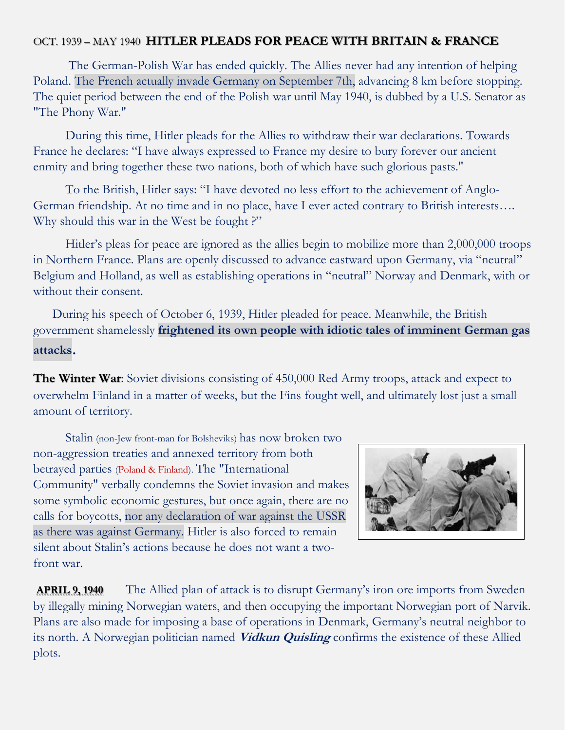## OCT. 1939 – MAY 1940 **HITLER PLEADS FOR PEACE WITH BRITAIN & FRANCE**

The German-Polish War has ended quickly. The Allies never had any intention of helping Poland. The French actually invade Germany on September 7th, advancing 8 km before stopping. The quiet period between the end of the Polish war until May 1940, is dubbed by a U.S. Senator as "The Phony War."

During this time, Hitler pleads for the Allies to withdraw their war declarations. Towards France he declares: "I have always expressed to France my desire to bury forever our ancient enmity and bring together these two nations, both of which have such glorious pasts."

To the British, Hitler says: "I have devoted no less effort to the achievement of Anglo-German friendship. At no time and in no place, have I ever acted contrary to British interests…. Why should this war in the West be fought ?"

Hitler's pleas for peace are ignored as the allies begin to mobilize more than 2,000,000 troops in Northern France. Plans are openly discussed to advance eastward upon Germany, via "neutral" Belgium and Holland, as well as establishing operations in "neutral" Norway and Denmark, with or without their consent.

During his speech of October 6, 1939, Hitler pleaded for peace. Meanwhile, the British government shamelessly **frightened its own people with idiotic tales of imminent German gas attacks.**

**The Winter War**: Soviet divisions consisting of 450,000 Red Army troops, attack and expect to overwhelm Finland in a matter of weeks, but the Fins fought well, and ultimately lost just a small amount of territory.

Stalin (non-Jew front-man for Bolsheviks) has now broken two non-aggression treaties and annexed territory from both betrayed parties (Poland & Finland). The "International Community" verbally condemns the Soviet invasion and makes some symbolic economic gestures, but once again, there are no calls for boycotts, nor any declaration of war against the USSR as there was against Germany. Hitler is also forced to remain silent about Stalin's actions because he does not want a two-front war.

**APRIL 9, 1940** The Allied plan of attack is to disrupt Germany's iron ore imports from Sweden by illegally mining Norwegian waters, and then occupying the important Norwegian port of Narvik. Plans are also made for imposing a base of operations in Denmark, Germany's neutral neighbor to its north. A Norwegian politician named ***Vidkun Quisling*** confirms the existence of these Allied plots.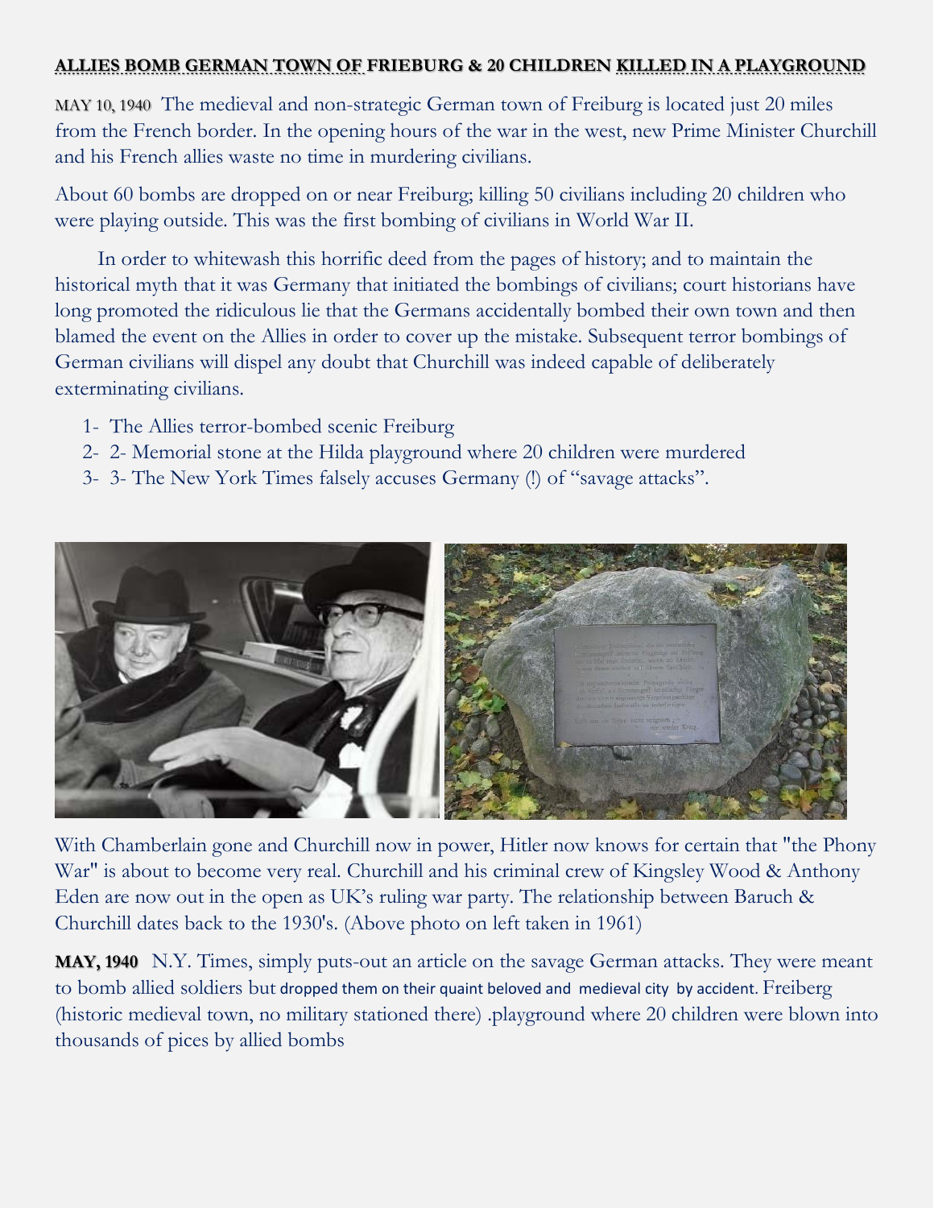**ALLIES BOMB GERMAN TOWN OF FRIEBURG & 20 CHILDREN KILLED IN A PLAYGROUND**

MAY 10, 1940 The medieval and non-strategic German town of Freiburg is located just 20 miles from the French border. In the opening hours of the war in the west, new Prime Minister Churchill and his French allies waste no time in murdering civilians.

About 60 bombs are dropped on or near Freiburg; killing 50 civilians including 20 children who were playing outside. This was the first bombing of civilians in World War II.

In order to whitewash this horrific deed from the pages of history; and to maintain the historical myth that it was Germany that initiated the bombings of civilians; court historians have long promoted the ridiculous lie that the Germans accidentally bombed their own town and then blamed the event on the Allies in order to cover up the mistake. Subsequent terror bombings of German civilians will dispel any doubt that Churchill was indeed capable of deliberately exterminating civilians.

1- The Allies terror-bombed scenic Freiburg
2- 2- Memorial stone at the Hilda playground where 20 children were murdered
3- 3- The New York Times falsely accuses Germany (!) of "savage attacks".

With Chamberlain gone and Churchill now in power, Hitler now knows for certain that "the Phony War" is about to become very real. Churchill and his criminal crew of Kingsley Wood & Anthony Eden are now out in the open as UK's ruling war party. The relationship between Baruch & Churchill dates back to the 1930's. (Above photo on left taken in 1961)

**MAY, 1940** N.Y. Times, simply puts-out an article on the savage German attacks. They were meant to bomb allied soldiers but dropped them on their quaint beloved and medieval city by accident. Freiberg (historic medieval town, no military stationed there) .playground where 20 children were blown into thousands of pices by allied bombs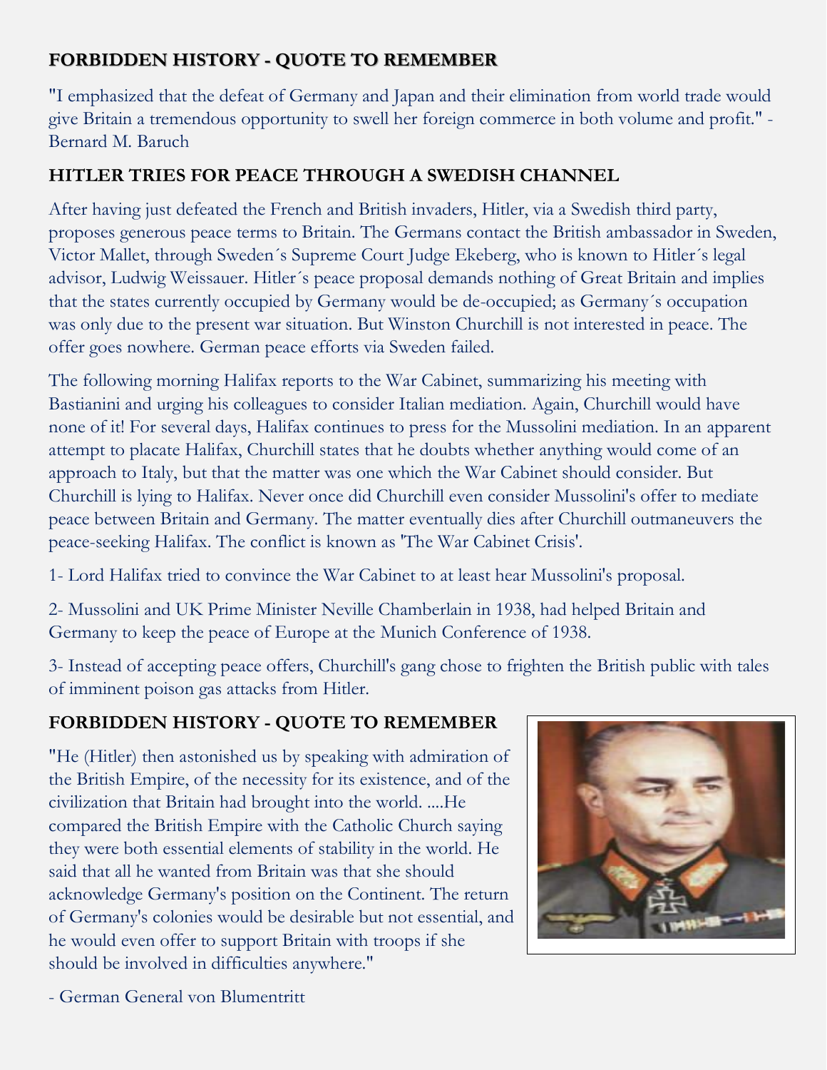**FORBIDDEN HISTORY - QUOTE TO REMEMBER**

"I emphasized that the defeat of Germany and Japan and their elimination from world trade would give Britain a tremendous opportunity to swell her foreign commerce in both volume and profit." - Bernard M. Baruch

**HITLER TRIES FOR PEACE THROUGH A SWEDISH CHANNEL**

After having just defeated the French and British invaders, Hitler, via a Swedish third party, proposes generous peace terms to Britain. The Germans contact the British ambassador in Sweden, Victor Mallet, through Sweden´s Supreme Court Judge Ekeberg, who is known to Hitler´s legal advisor, Ludwig Weissauer. Hitler´s peace proposal demands nothing of Great Britain and implies that the states currently occupied by Germany would be de-occupied; as Germany´s occupation was only due to the present war situation. But Winston Churchill is not interested in peace. The offer goes nowhere. German peace efforts via Sweden failed.

The following morning Halifax reports to the War Cabinet, summarizing his meeting with Bastianini and urging his colleagues to consider Italian mediation. Again, Churchill would have none of it! For several days, Halifax continues to press for the Mussolini mediation. In an apparent attempt to placate Halifax, Churchill states that he doubts whether anything would come of an approach to Italy, but that the matter was one which the War Cabinet should consider. But Churchill is lying to Halifax. Never once did Churchill even consider Mussolini's offer to mediate peace between Britain and Germany. The matter eventually dies after Churchill outmaneuvers the peace-seeking Halifax. The conflict is known as 'The War Cabinet Crisis'.

1- Lord Halifax tried to convince the War Cabinet to at least hear Mussolini's proposal.

2- Mussolini and UK Prime Minister Neville Chamberlain in 1938, had helped Britain and Germany to keep the peace of Europe at the Munich Conference of 1938.

3- Instead of accepting peace offers, Churchill's gang chose to frighten the British public with tales of imminent poison gas attacks from Hitler.

**FORBIDDEN HISTORY - QUOTE TO REMEMBER**

"He (Hitler) then astonished us by speaking with admiration of the British Empire, of the necessity for its existence, and of the civilization that Britain had brought into the world. ....He compared the British Empire with the Catholic Church saying they were both essential elements of stability in the world. He said that all he wanted from Britain was that she should acknowledge Germany's position on the Continent. The return of Germany's colonies would be desirable but not essential, and he would even offer to support Britain with troops if she should be involved in difficulties anywhere."

- German General von Blumentritt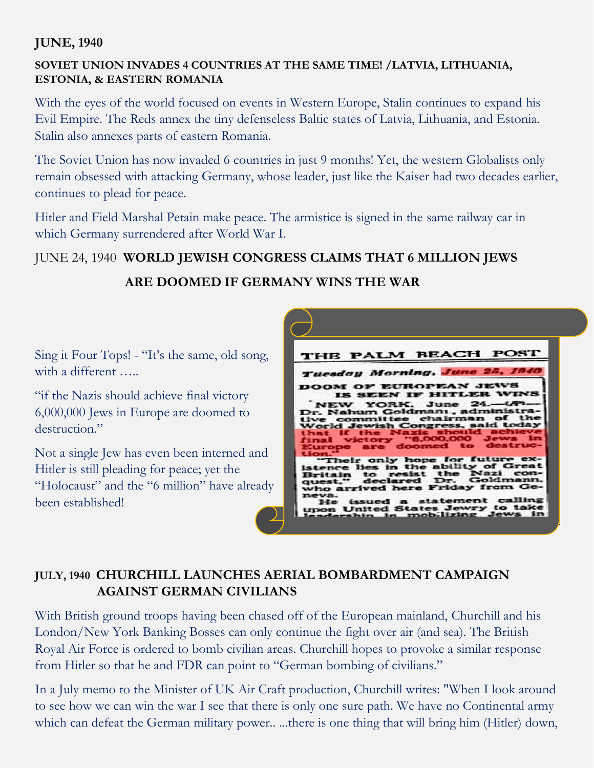**JUNE, 1940**

**SOVIET UNION INVADES 4 COUNTRIES AT THE SAME TIME! /LATVIA, LITHUANIA, ESTONIA, & EASTERN ROMANIA**

With the eyes of the world focused on events in Western Europe, Stalin continues to expand his Evil Empire. The Reds annex the tiny defenseless Baltic states of Latvia, Lithuania, and Estonia. Stalin also annexes parts of eastern Romania.

The Soviet Union has now invaded 6 countries in just 9 months! Yet, the western Globalists only remain obsessed with attacking Germany, whose leader, just like the Kaiser had two decades earlier, continues to plead for peace.

Hitler and Field Marshal Petain make peace. The armistice is signed in the same railway car in which Germany surrendered after World War I.

JUNE 24, 1940 **WORLD JEWISH CONGRESS CLAIMS THAT 6 MILLION JEWS ARE DOOMED IF GERMANY WINS THE WAR**

Sing it Four Tops! - "It's the same, old song, with a different …..

"if the Nazis should achieve final victory 6,000,000 Jews in Europe are doomed to destruction."

Not a single Jew has even been interned and Hitler is still pleading for peace; yet the "Holocaust" and the "6 million" have already been established!

THE PALM BEACH POST

*Tuesday Morning, June 25, 1940*

DOOM OF EUROPEAN JEWS IS SEEN IF HITLER WINS

NEW YORK. June 24.—(AP)—Dr. Nahum Goldmann, administrative committee chairman of the World Jewish Congress, said today that if the Nazis should achieve final victory "6,000,000 Jews in Europe are doomed to destruction."

"Their only hope for future existence lies in the ability of Great Britain to resist the Nazi conquest," declared Dr. Goldmann, who arrived here Friday from Geneva.

He issued a statement calling upon United States Jewry to take leadership in mobilizing Jews in

**JULY, 1940 CHURCHILL LAUNCHES AERIAL BOMBARDMENT CAMPAIGN AGAINST GERMAN CIVILIANS**

With British ground troops having been chased off of the European mainland, Churchill and his London/New York Banking Bosses can only continue the fight over air (and sea). The British Royal Air Force is ordered to bomb civilian areas. Churchill hopes to provoke a similar response from Hitler so that he and FDR can point to "German bombing of civilians."

In a July memo to the Minister of UK Air Craft production, Churchill writes: "When I look around to see how we can win the war I see that there is only one sure path. We have no Continental army which can defeat the German military power.. ...there is one thing that will bring him (Hitler) down,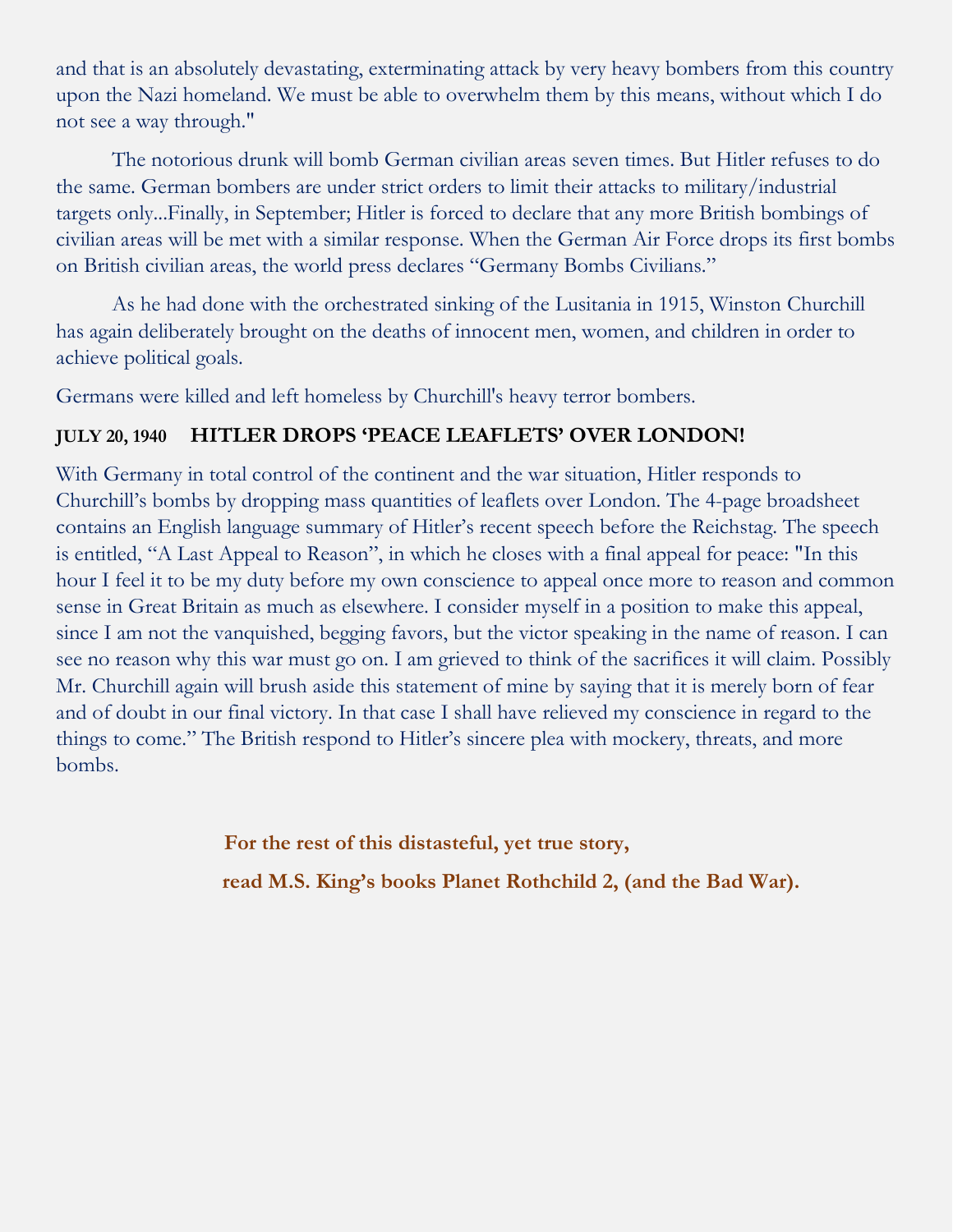and that is an absolutely devastating, exterminating attack by very heavy bombers from this country upon the Nazi homeland. We must be able to overwhelm them by this means, without which I do not see a way through."

The notorious drunk will bomb German civilian areas seven times. But Hitler refuses to do the same. German bombers are under strict orders to limit their attacks to military/industrial targets only...Finally, in September; Hitler is forced to declare that any more British bombings of civilian areas will be met with a similar response. When the German Air Force drops its first bombs on British civilian areas, the world press declares "Germany Bombs Civilians."

As he had done with the orchestrated sinking of the Lusitania in 1915, Winston Churchill has again deliberately brought on the deaths of innocent men, women, and children in order to achieve political goals.

Germans were killed and left homeless by Churchill's heavy terror bombers.

**JULY 20, 1940 HITLER DROPS 'PEACE LEAFLETS' OVER LONDON!**

With Germany in total control of the continent and the war situation, Hitler responds to Churchill's bombs by dropping mass quantities of leaflets over London. The 4-page broadsheet contains an English language summary of Hitler's recent speech before the Reichstag. The speech is entitled, "A Last Appeal to Reason", in which he closes with a final appeal for peace: "In this hour I feel it to be my duty before my own conscience to appeal once more to reason and common sense in Great Britain as much as elsewhere. I consider myself in a position to make this appeal, since I am not the vanquished, begging favors, but the victor speaking in the name of reason. I can see no reason why this war must go on. I am grieved to think of the sacrifices it will claim. Possibly Mr. Churchill again will brush aside this statement of mine by saying that it is merely born of fear and of doubt in our final victory. In that case I shall have relieved my conscience in regard to the things to come." The British respond to Hitler's sincere plea with mockery, threats, and more bombs.

**For the rest of this distasteful, yet true story,**

**read M.S. King's books Planet Rothchild 2, (and the Bad War).**